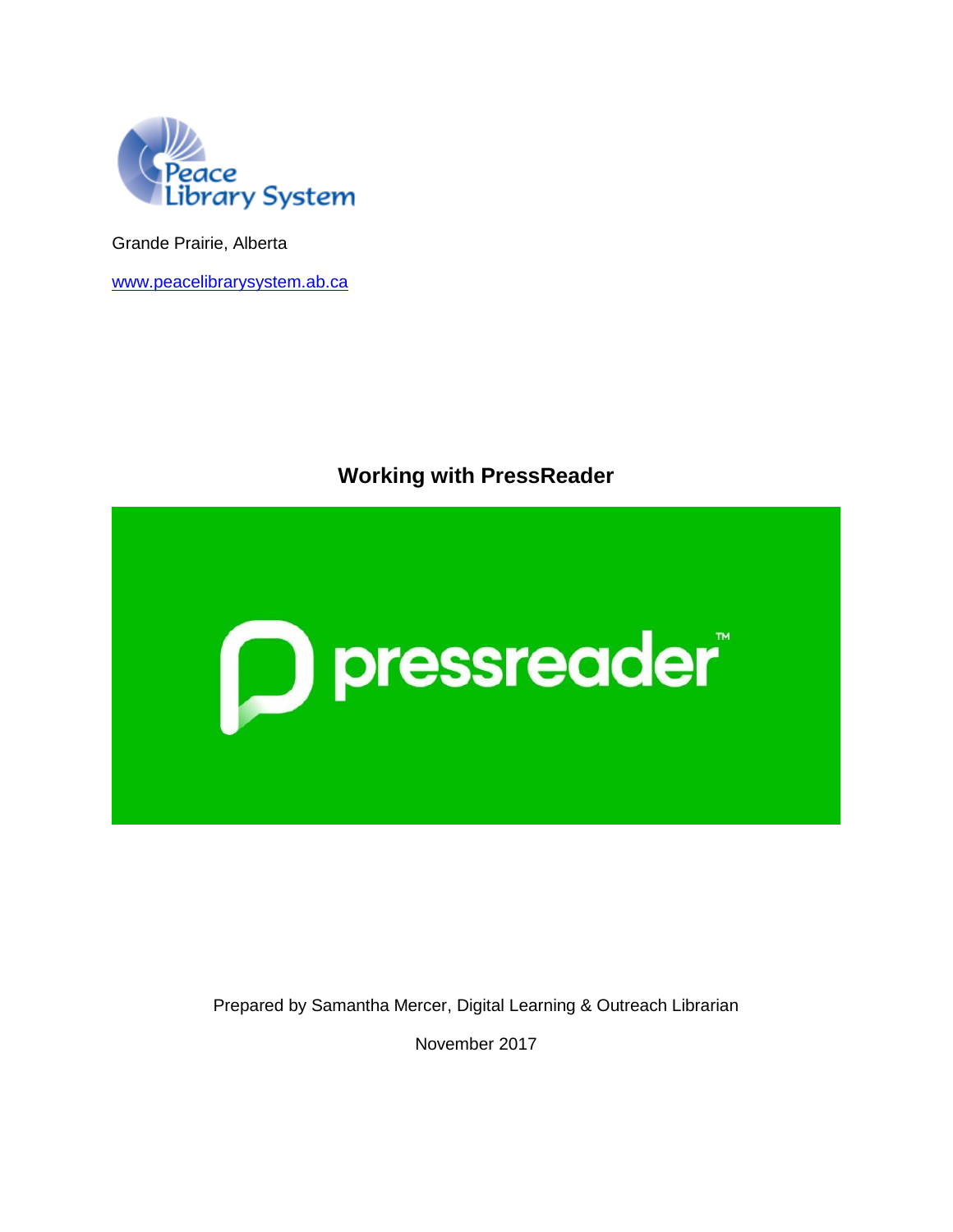Peace Library System

Grande Prairie, Alberta

[www.peacelibrarysystem.ab.ca](http://www.peacelibrarysystem.ab.ca)

# Working with PressReader

pressreader™

Prepared by Samantha Mercer, Digital Learning & Outreach Librarian

November 2017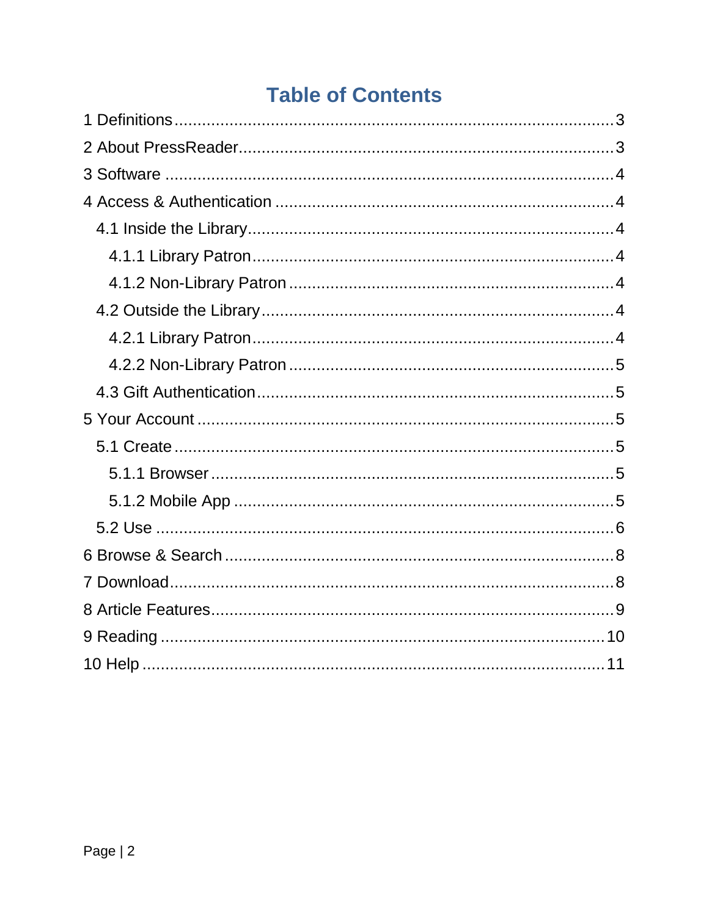# Table of Contents

1 Definitions ... 3
2 About PressReader ... 3
3 Software ... 4
4 Access & Authentication ... 4
  4.1 Inside the Library ... 4
    4.1.1 Library Patron ... 4
    4.1.2 Non-Library Patron ... 4
  4.2 Outside the Library ... 4
    4.2.1 Library Patron ... 4
    4.2.2 Non-Library Patron ... 5
  4.3 Gift Authentication ... 5
5 Your Account ... 5
  5.1 Create ... 5
    5.1.1 Browser ... 5
    5.1.2 Mobile App ... 5
  5.2 Use ... 6
6 Browse & Search ... 8
7 Download ... 8
8 Article Features ... 9
9 Reading ... 10
10 Help ... 11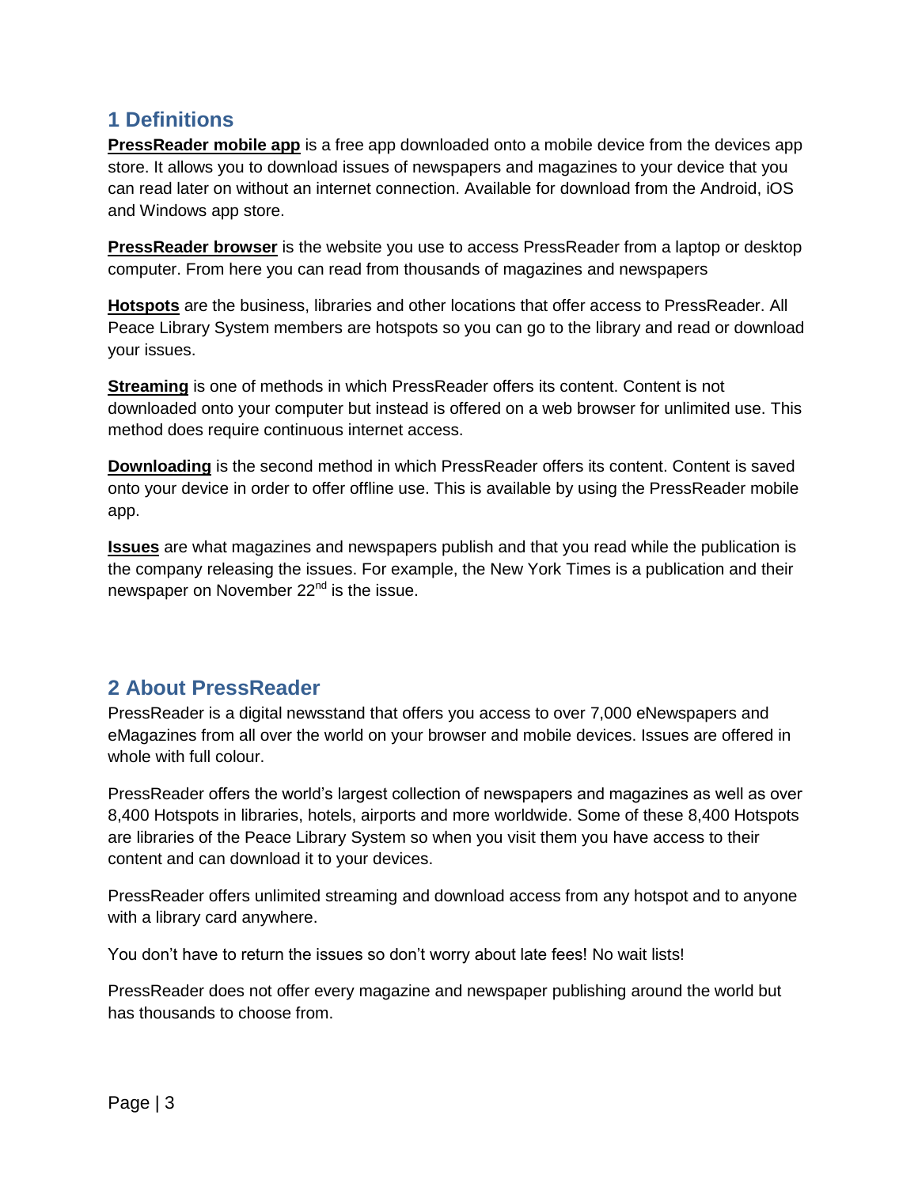## 1 Definitions

**PressReader mobile app** is a free app downloaded onto a mobile device from the devices app store. It allows you to download issues of newspapers and magazines to your device that you can read later on without an internet connection. Available for download from the Android, iOS and Windows app store.

**PressReader browser** is the website you use to access PressReader from a laptop or desktop computer. From here you can read from thousands of magazines and newspapers

**Hotspots** are the business, libraries and other locations that offer access to PressReader. All Peace Library System members are hotspots so you can go to the library and read or download your issues.

**Streaming** is one of methods in which PressReader offers its content. Content is not downloaded onto your computer but instead is offered on a web browser for unlimited use. This method does require continuous internet access.

**Downloading** is the second method in which PressReader offers its content. Content is saved onto your device in order to offer offline use. This is available by using the PressReader mobile app.

**Issues** are what magazines and newspapers publish and that you read while the publication is the company releasing the issues. For example, the New York Times is a publication and their newspaper on November 22nd is the issue.

## 2 About PressReader

PressReader is a digital newsstand that offers you access to over 7,000 eNewspapers and eMagazines from all over the world on your browser and mobile devices. Issues are offered in whole with full colour.

PressReader offers the world's largest collection of newspapers and magazines as well as over 8,400 Hotspots in libraries, hotels, airports and more worldwide. Some of these 8,400 Hotspots are libraries of the Peace Library System so when you visit them you have access to their content and can download it to your devices.

PressReader offers unlimited streaming and download access from any hotspot and to anyone with a library card anywhere.

You don't have to return the issues so don't worry about late fees! No wait lists!

PressReader does not offer every magazine and newspaper publishing around the world but has thousands to choose from.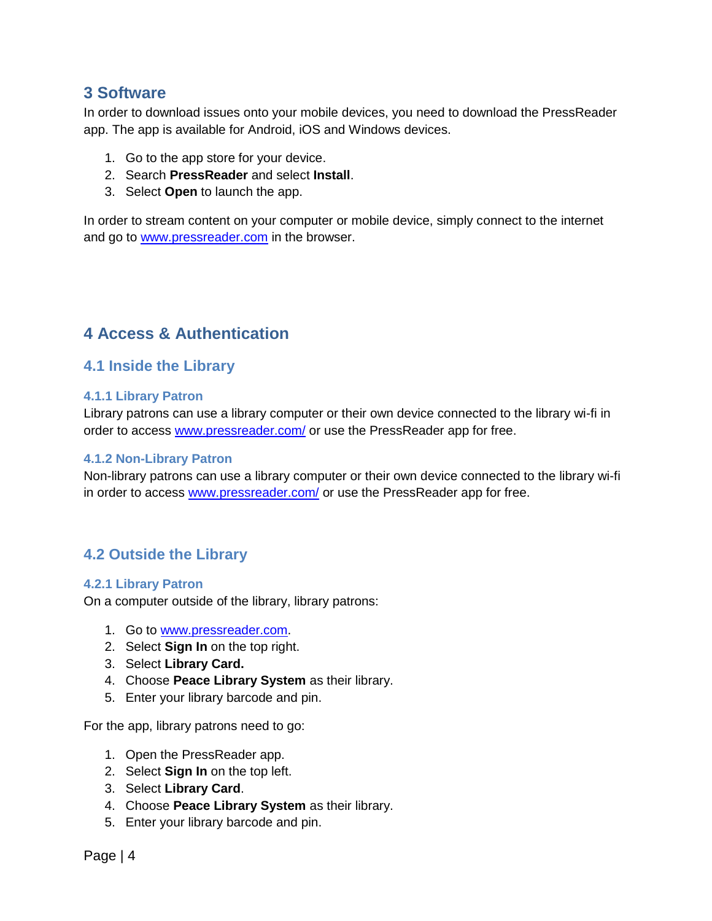# 3 Software

In order to download issues onto your mobile devices, you need to download the PressReader app. The app is available for Android, iOS and Windows devices.

1. Go to the app store for your device.
2. Search **PressReader** and select **Install**.
3. Select **Open** to launch the app.

In order to stream content on your computer or mobile device, simply connect to the internet and go to www.pressreader.com in the browser.

# 4 Access & Authentication

## 4.1 Inside the Library

### 4.1.1 Library Patron

Library patrons can use a library computer or their own device connected to the library wi-fi in order to access www.pressreader.com/ or use the PressReader app for free.

### 4.1.2 Non-Library Patron

Non-library patrons can use a library computer or their own device connected to the library wi-fi in order to access www.pressreader.com/ or use the PressReader app for free.

## 4.2 Outside the Library

### 4.2.1 Library Patron

On a computer outside of the library, library patrons:

1. Go to www.pressreader.com.
2. Select **Sign In** on the top right.
3. Select **Library Card.**
4. Choose **Peace Library System** as their library.
5. Enter your library barcode and pin.

For the app, library patrons need to go:

1. Open the PressReader app.
2. Select **Sign In** on the top left.
3. Select **Library Card**.
4. Choose **Peace Library System** as their library.
5. Enter your library barcode and pin.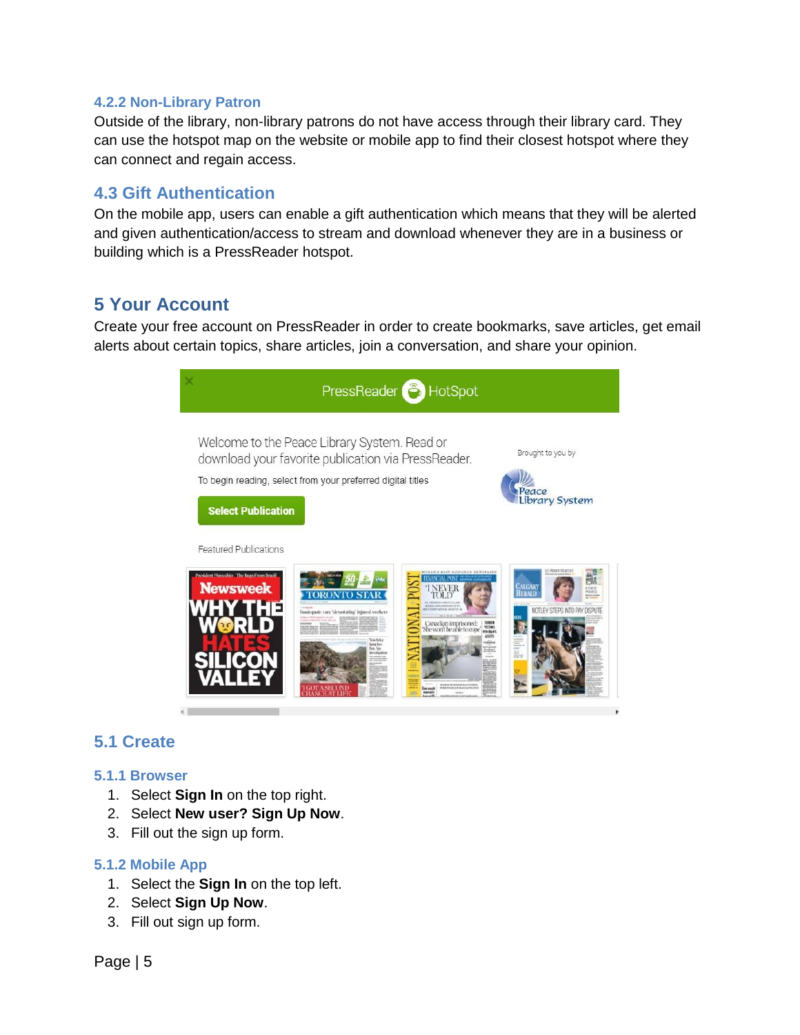#### 4.2.2 Non-Library Patron

Outside of the library, non-library patrons do not have access through their library card. They can use the hotspot map on the website or mobile app to find their closest hotspot where they can connect and regain access.

### 4.3 Gift Authentication

On the mobile app, users can enable a gift authentication which means that they will be alerted and given authentication/access to stream and download whenever they are in a business or building which is a PressReader hotspot.

## 5 Your Account

Create your free account on PressReader in order to create bookmarks, save articles, get email alerts about certain topics, share articles, join a conversation, and share your opinion.

### 5.1 Create

#### 5.1.1 Browser

1. Select **Sign In** on the top right.
2. Select **New user? Sign Up Now**.
3. Fill out the sign up form.

#### 5.1.2 Mobile App

1. Select the **Sign In** on the top left.
2. Select **Sign Up Now**.
3. Fill out sign up form.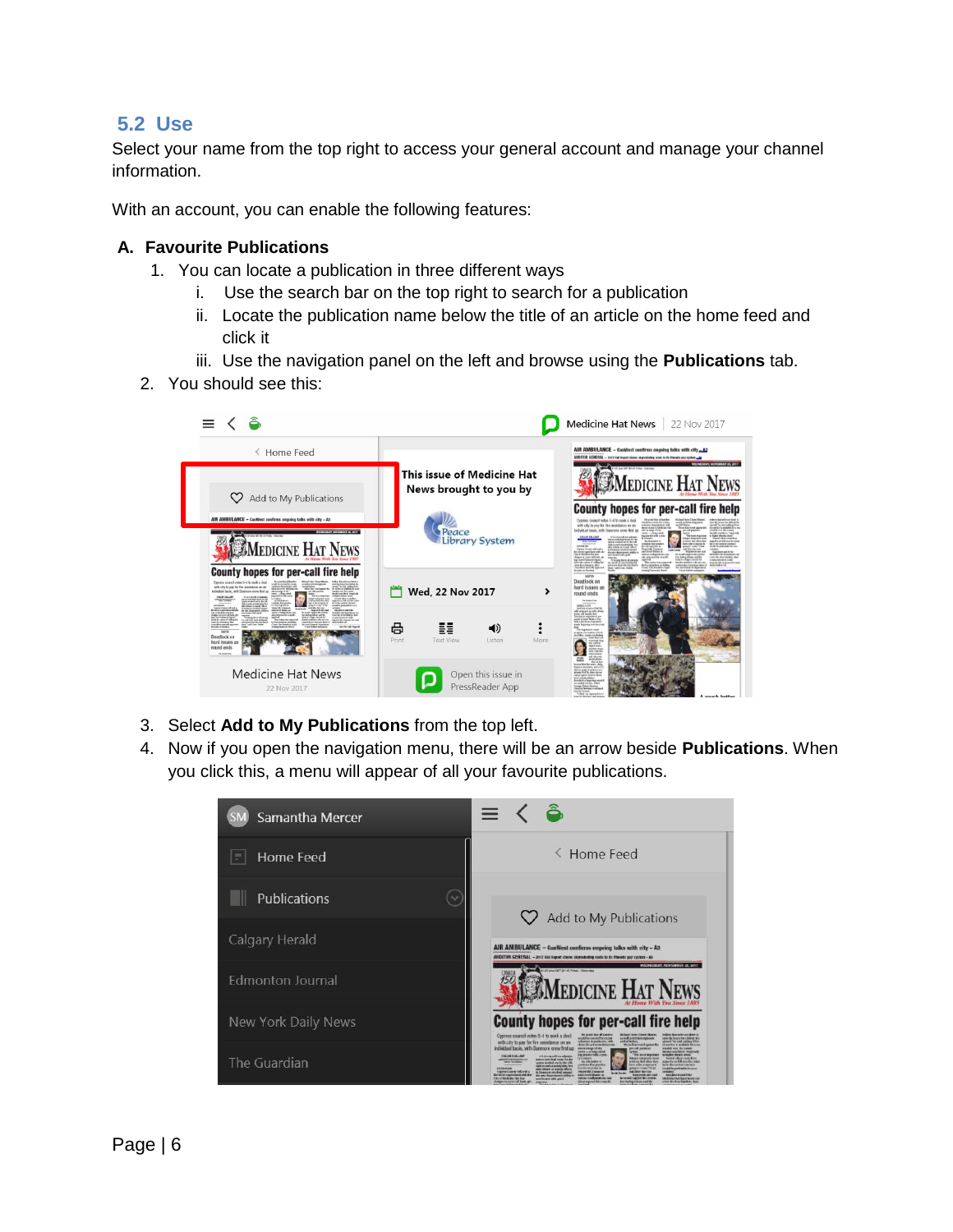## 5.2 Use

Select your name from the top right to access your general account and manage your channel information.

With an account, you can enable the following features:

### A. Favourite Publications

1. You can locate a publication in three different ways
   i. Use the search bar on the top right to search for a publication
   ii. Locate the publication name below the title of an article on the home feed and click it
   iii. Use the navigation panel on the left and browse using the **Publications** tab.
2. You should see this:

3. Select **Add to My Publications** from the top left.
4. Now if you open the navigation menu, there will be an arrow beside **Publications**. When you click this, a menu will appear of all your favourite publications.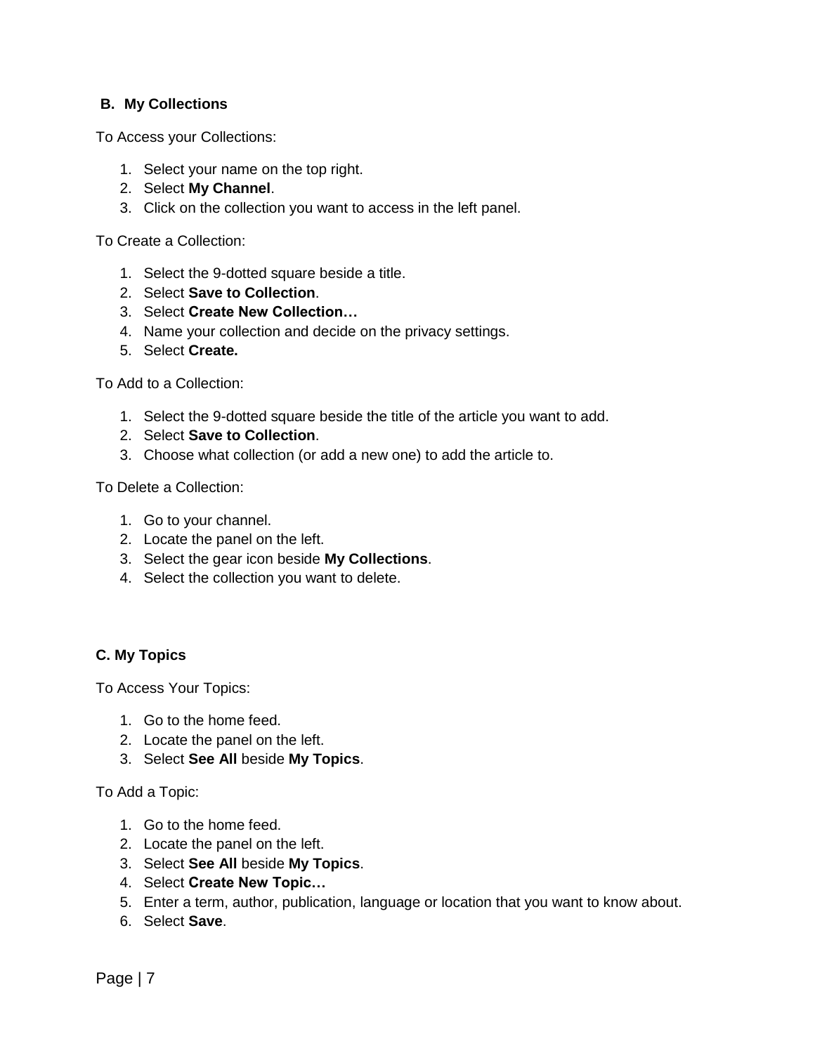## B. My Collections

To Access your Collections:

1. Select your name on the top right.
2. Select **My Channel**.
3. Click on the collection you want to access in the left panel.

To Create a Collection:

1. Select the 9-dotted square beside a title.
2. Select **Save to Collection**.
3. Select **Create New Collection…**
4. Name your collection and decide on the privacy settings.
5. Select **Create.**

To Add to a Collection:

1. Select the 9-dotted square beside the title of the article you want to add.
2. Select **Save to Collection**.
3. Choose what collection (or add a new one) to add the article to.

To Delete a Collection:

1. Go to your channel.
2. Locate the panel on the left.
3. Select the gear icon beside **My Collections**.
4. Select the collection you want to delete.

## C. My Topics

To Access Your Topics:

1. Go to the home feed.
2. Locate the panel on the left.
3. Select **See All** beside **My Topics**.

To Add a Topic:

1. Go to the home feed.
2. Locate the panel on the left.
3. Select **See All** beside **My Topics**.
4. Select **Create New Topic…**
5. Enter a term, author, publication, language or location that you want to know about.
6. Select **Save**.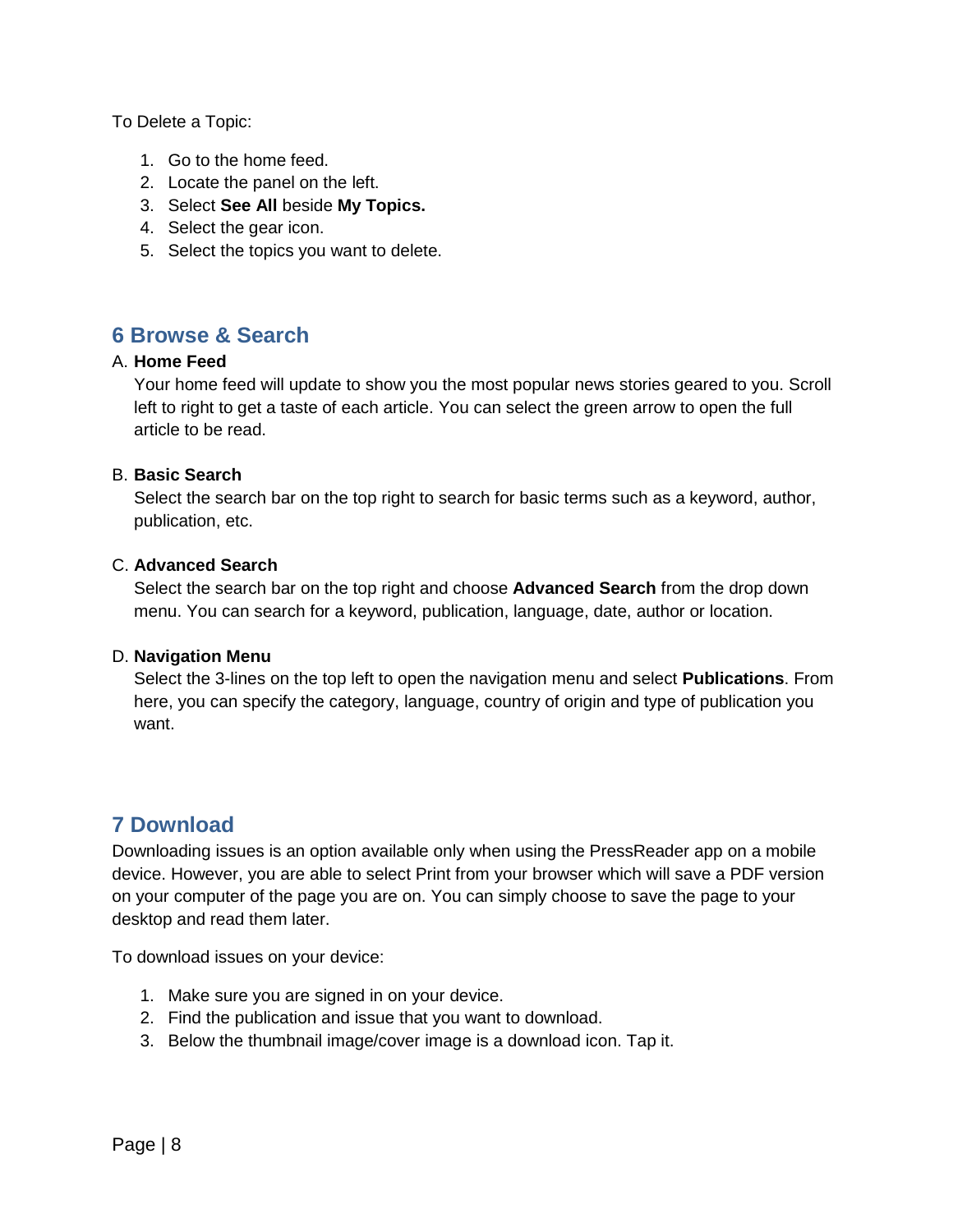To Delete a Topic:

1. Go to the home feed.
2. Locate the panel on the left.
3. Select **See All** beside **My Topics.**
4. Select the gear icon.
5. Select the topics you want to delete.

## 6 Browse & Search

A. **Home Feed**

Your home feed will update to show you the most popular news stories geared to you. Scroll left to right to get a taste of each article. You can select the green arrow to open the full article to be read.

B. **Basic Search**

Select the search bar on the top right to search for basic terms such as a keyword, author, publication, etc.

C. **Advanced Search**

Select the search bar on the top right and choose **Advanced Search** from the drop down menu. You can search for a keyword, publication, language, date, author or location.

D. **Navigation Menu**

Select the 3-lines on the top left to open the navigation menu and select **Publications**. From here, you can specify the category, language, country of origin and type of publication you want.

## 7 Download

Downloading issues is an option available only when using the PressReader app on a mobile device. However, you are able to select Print from your browser which will save a PDF version on your computer of the page you are on. You can simply choose to save the page to your desktop and read them later.

To download issues on your device:

1. Make sure you are signed in on your device.
2. Find the publication and issue that you want to download.
3. Below the thumbnail image/cover image is a download icon. Tap it.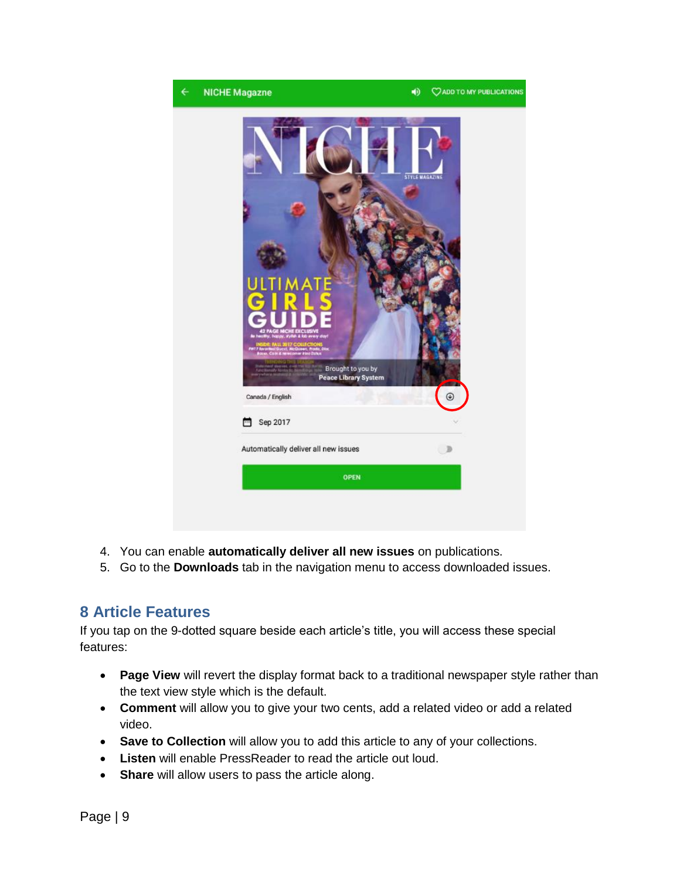4. You can enable **automatically deliver all new issues** on publications.
5. Go to the **Downloads** tab in the navigation menu to access downloaded issues.

## 8 Article Features

If you tap on the 9-dotted square beside each article's title, you will access these special features:

- **Page View** will revert the display format back to a traditional newspaper style rather than the text view style which is the default.
- **Comment** will allow you to give your two cents, add a related video or add a related video.
- **Save to Collection** will allow you to add this article to any of your collections.
- **Listen** will enable PressReader to read the article out loud.
- **Share** will allow users to pass the article along.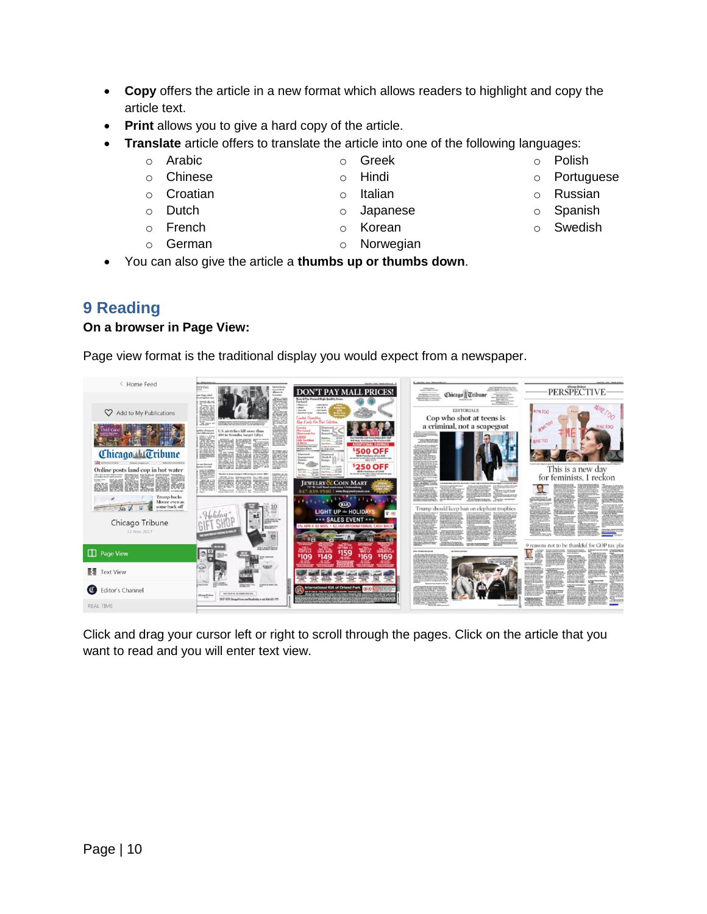- **Copy** offers the article in a new format which allows readers to highlight and copy the article text.
- **Print** allows you to give a hard copy of the article.
- **Translate** article offers to translate the article into one of the following languages:
  - Arabic
  - Chinese
  - Croatian
  - Dutch
  - French
  - German
  - Greek
  - Hindi
  - Italian
  - Japanese
  - Korean
  - Norwegian
  - Polish
  - Portuguese
  - Russian
  - Spanish
  - Swedish
- You can also give the article a **thumbs up or thumbs down**.

## 9 Reading

**On a browser in Page View:**

Page view format is the traditional display you would expect from a newspaper.

Click and drag your cursor left or right to scroll through the pages. Click on the article that you want to read and you will enter text view.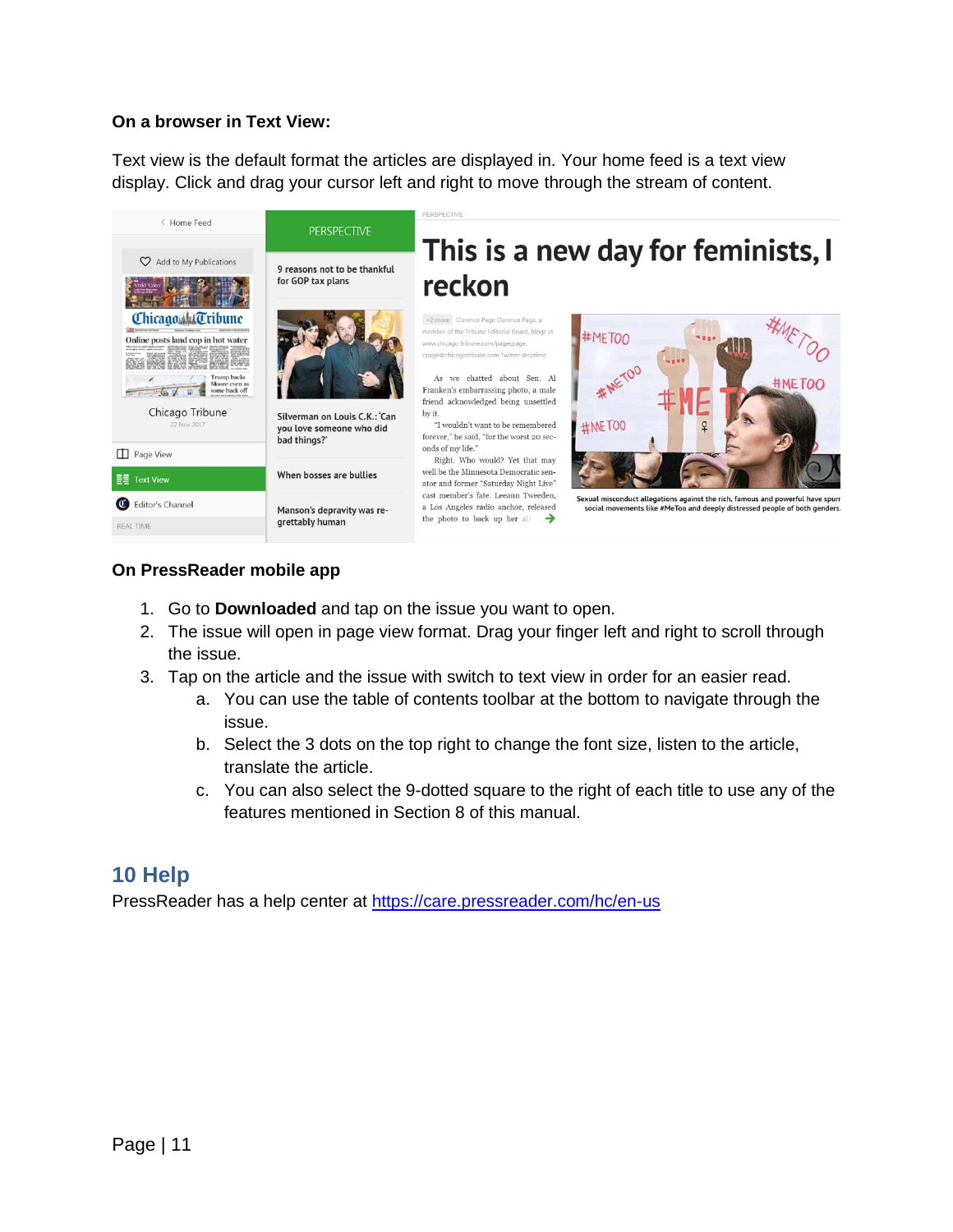**On a browser in Text View:**

Text view is the default format the articles are displayed in. Your home feed is a text view display. Click and drag your cursor left and right to move through the stream of content.

**On PressReader mobile app**

1. Go to **Downloaded** and tap on the issue you want to open.
2. The issue will open in page view format. Drag your finger left and right to scroll through the issue.
3. Tap on the article and the issue with switch to text view in order for an easier read.
    a. You can use the table of contents toolbar at the bottom to navigate through the issue.
    b. Select the 3 dots on the top right to change the font size, listen to the article, translate the article.
    c. You can also select the 9-dotted square to the right of each title to use any of the features mentioned in Section 8 of this manual.

## 10 Help

PressReader has a help center at https://care.pressreader.com/hc/en-us